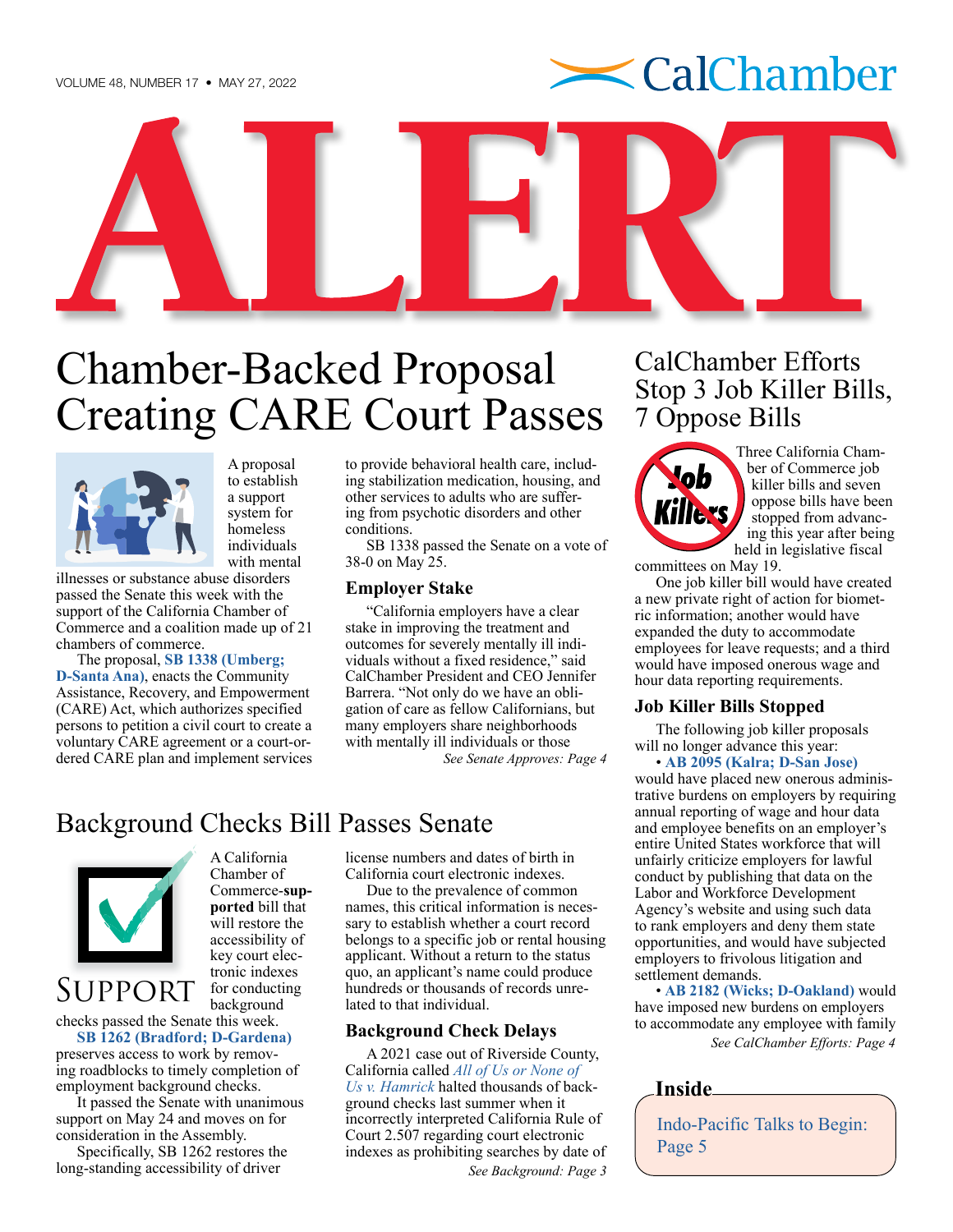# ALERT

## Chamber-Backed Proposal Creating CARE Court Passes

A proposal to establish a support system for homeless individuals with mental illnesses or substance abuse disorders passed the Senate this week with the support of the California Chamber of Commerce and a coalition made up of 21 chambers of commerce.

The proposal, **SB 1338 (Umberg; D-Santa Ana)**, enacts the Community Assistance, Recovery, and Empowerment (CARE) Act, which authorizes specified persons to petition a civil court to create a voluntary CARE agreement or a court-ordered CARE plan and implement services to provide behavioral health care, including stabilization medication, housing, and other services to adults who are suffering from psychotic disorders and other conditions.

SB 1338 passed the Senate on a vote of 38-0 on May 25.

### Employer Stake

"California employers have a clear stake in improving the treatment and outcomes for severely mentally ill individuals without a fixed residence," said CalChamber President and CEO Jennifer Barrera. "Not only do we have an obligation of care as fellow Californians, but many employers share neighborhoods with mentally ill individuals or those

*See Senate Approves: Page 4*

## Background Checks Bill Passes Senate

SUPPORT

A California Chamber of Commerce-**supported** bill that will restore the accessibility of key court electronic indexes for conducting background checks passed the Senate this week.

**SB 1262 (Bradford; D-Gardena)** preserves access to work by removing roadblocks to timely completion of employment background checks.

It passed the Senate with unanimous support on May 24 and moves on for consideration in the Assembly.

Specifically, SB 1262 restores the long-standing accessibility of driver license numbers and dates of birth in California court electronic indexes.

Due to the prevalence of common names, this critical information is necessary to establish whether a court record belongs to a specific job or rental housing applicant. Without a return to the status quo, an applicant's name could produce hundreds or thousands of records unrelated to that individual.

### Background Check Delays

A 2021 case out of Riverside County, California called *All of Us or None of Us v. Hamrick* halted thousands of background checks last summer when it incorrectly interpreted California Rule of Court 2.507 regarding court electronic indexes as prohibiting searches by date of

*See Background: Page 3*

## CalChamber Efforts Stop 3 Job Killer Bills, 7 Oppose Bills

Three California Chamber of Commerce job killer bills and seven oppose bills have been stopped from advancing this year after being held in legislative fiscal committees on May 19.

One job killer bill would have created a new private right of action for biometric information; another would have expanded the duty to accommodate employees for leave requests; and a third would have imposed onerous wage and hour data reporting requirements.

### Job Killer Bills Stopped

The following job killer proposals will no longer advance this year:

- **AB 2095 (Kalra; D-San Jose)** would have placed new onerous administrative burdens on employers by requiring annual reporting of wage and hour data and employee benefits on an employer's entire United States workforce that will unfairly criticize employers for lawful conduct by publishing that data on the Labor and Workforce Development Agency's website and using such data to rank employers and deny them state opportunities, and would have subjected employers to frivolous litigation and settlement demands.
- **AB 2182 (Wicks; D-Oakland)** would have imposed new burdens on employers to accommodate any employee with family

*See CalChamber Efforts: Page 4*

**Inside**

Indo-Pacific Talks to Begin: Page 5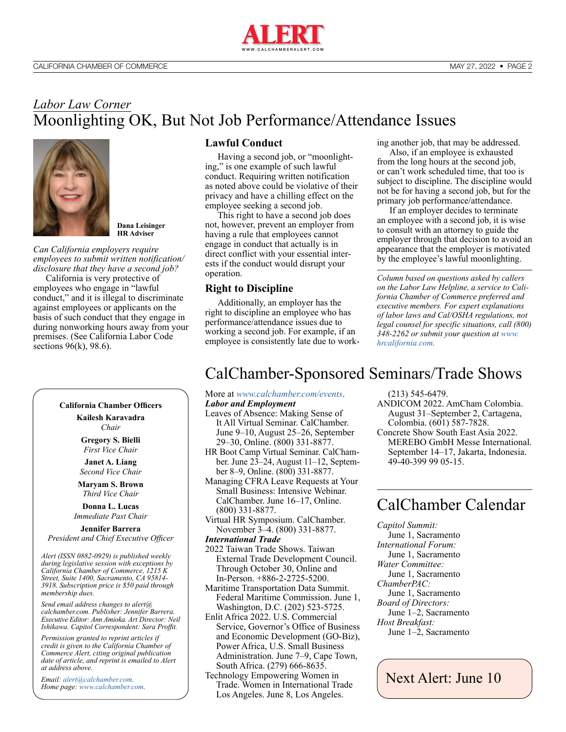*Labor Law Corner*

# Moonlighting OK, But Not Job Performance/Attendance Issues

**Dana Leisinger**
**HR Adviser**

*Can California employers require employees to submit written notification/disclosure that they have a second job?*

California is very protective of employees who engage in "lawful conduct," and it is illegal to discriminate against employees or applicants on the basis of such conduct that they engage in during nonworking hours away from your premises. (See California Labor Code sections 96(k), 98.6).

## Lawful Conduct

Having a second job, or "moonlighting," is one example of such lawful conduct. Requiring written notification as noted above could be violative of their privacy and have a chilling effect on the employee seeking a second job.

This right to have a second job does not, however, prevent an employer from having a rule that employees cannot engage in conduct that actually is in direct conflict with your essential interests if the conduct would disrupt your operation.

## Right to Discipline

Additionally, an employer has the right to discipline an employee who has performance/attendance issues due to working a second job. For example, if an employee is consistently late due to working another job, that may be addressed.

Also, if an employee is exhausted from the long hours at the second job, or can't work scheduled time, that too is subject to discipline. The discipline would not be for having a second job, but for the primary job performance/attendance.

If an employer decides to terminate an employee with a second job, it is wise to consult with an attorney to guide the employer through that decision to avoid an appearance that the employer is motivated by the employee's lawful moonlighting.

*Column based on questions asked by callers on the Labor Law Helpline, a service to California Chamber of Commerce preferred and executive members. For expert explanations of labor laws and Cal/OSHA regulations, not legal counsel for specific situations, call (800) 348-2262 or submit your question at www.hrcalifornia.com.*

# CalChamber-Sponsored Seminars/Trade Shows

More at www.calchamber.com/events.

***Labor and Employment***

Leaves of Absence: Making Sense of It All Virtual Seminar. CalChamber. June 9–10, August 25–26, September 29–30, Online. (800) 331-8877.

HR Boot Camp Virtual Seminar. CalChamber. June 23–24, August 11–12, September 8–9, Online. (800) 331-8877.

Managing CFRA Leave Requests at Your Small Business: Intensive Webinar. CalChamber. June 16–17, Online. (800) 331-8877.

Virtual HR Symposium. CalChamber. November 3–4. (800) 331-8877.

***International Trade***

2022 Taiwan Trade Shows. Taiwan External Trade Development Council. Through October 30, Online and In-Person. +886-2-2725-5200.

Maritime Transportation Data Summit. Federal Maritime Commission. June 1, Washington, D.C. (202) 523-5725.

Enlit Africa 2022. U.S. Commercial Service, Governor's Office of Business and Economic Development (GO-Biz), Power Africa, U.S. Small Business Administration. June 7–9, Cape Town, South Africa. (279) 666-8635.

Technology Empowering Women in Trade. Women in International Trade Los Angeles. June 8, Los Angeles. (213) 545-6479.

ANDICOM 2022. AmCham Colombia. August 31–September 2, Cartagena, Colombia. (601) 587-7828.

Concrete Show South East Asia 2022. MEREBO GmbH Messe International. September 14–17, Jakarta, Indonesia. 49-40-399 99 05-15.

# CalChamber Calendar

*Capitol Summit:*
June 1, Sacramento

*International Forum:*
June 1, Sacramento

*Water Committee:*
June 1, Sacramento

*ChamberPAC:*
June 1, Sacramento

*Board of Directors:*
June 1–2, Sacramento

*Host Breakfast:*
June 1–2, Sacramento

**Next Alert: June 10**

**California Chamber Officers**

**Kailesh Karavadra**
*Chair*

**Gregory S. Bielli**
*First Vice Chair*

**Janet A. Liang**
*Second Vice Chair*

**Maryam S. Brown**
*Third Vice Chair*

**Donna L. Lucas**
*Immediate Past Chair*

**Jennifer Barrera**
*President and Chief Executive Officer*

*Alert (ISSN 0882-0929) is published weekly during legislative session with exceptions by California Chamber of Commerce, 1215 K Street, Suite 1400, Sacramento, CA 95814-3918. Subscription price is $50 paid through membership dues.*

*Send email address changes to alert@calchamber.com. Publisher: Jennifer Barrera. Executive Editor: Ann Amioka. Art Director: Neil Ishikawa. Capitol Correspondent: Sara Proffit.*

*Permission granted to reprint articles if credit is given to the California Chamber of Commerce Alert, citing original publication date of article, and reprint is emailed to Alert at address above.*

*Email: alert@calchamber.com.*
*Home page: www.calchamber.com.*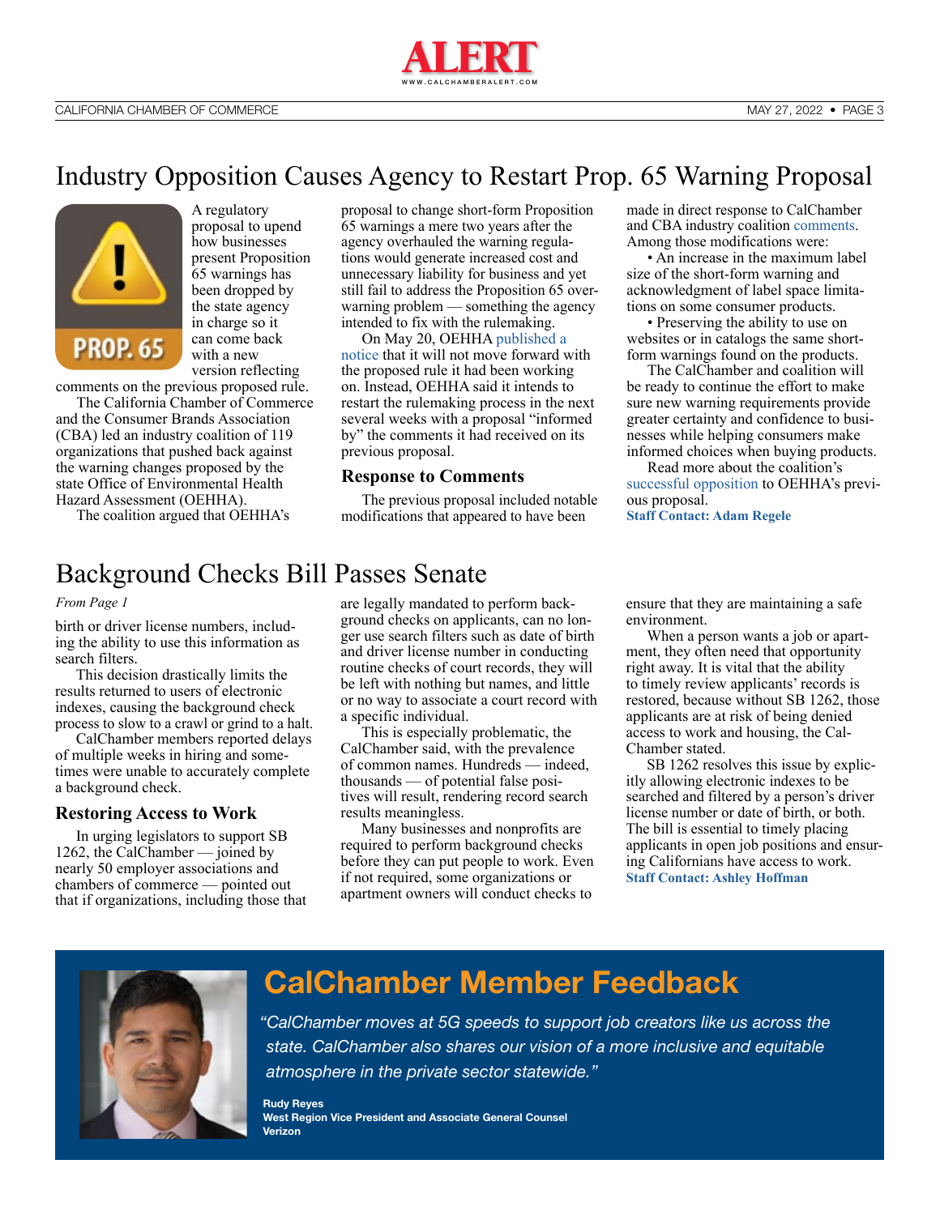# Industry Opposition Causes Agency to Restart Prop. 65 Warning Proposal

A regulatory proposal to upend how businesses present Proposition 65 warnings has been dropped by the state agency in charge so it can come back with a new version reflecting comments on the previous proposed rule.

The California Chamber of Commerce and the Consumer Brands Association (CBA) led an industry coalition of 119 organizations that pushed back against the warning changes proposed by the state Office of Environmental Health Hazard Assessment (OEHHA).

The coalition argued that OEHHA's proposal to change short-form Proposition 65 warnings a mere two years after the agency overhauled the warning regulations would generate increased cost and unnecessary liability for business and yet still fail to address the Proposition 65 over-warning problem — something the agency intended to fix with the rulemaking.

On May 20, OEHHA published a notice that it will not move forward with the proposed rule it had been working on. Instead, OEHHA said it intends to restart the rulemaking process in the next several weeks with a proposal "informed by" the comments it had received on its previous proposal.

## Response to Comments

The previous proposal included notable modifications that appeared to have been made in direct response to CalChamber and CBA industry coalition comments. Among those modifications were:

- An increase in the maximum label size of the short-form warning and acknowledgment of label space limitations on some consumer products.
- Preserving the ability to use on websites or in catalogs the same short-form warnings found on the products.

The CalChamber and coalition will be ready to continue the effort to make sure new warning requirements provide greater certainty and confidence to businesses while helping consumers make informed choices when buying products.

Read more about the coalition's successful opposition to OEHHA's previous proposal.

**Staff Contact: Adam Regele**

# Background Checks Bill Passes Senate

*From Page 1*

birth or driver license numbers, including the ability to use this information as search filters.

This decision drastically limits the results returned to users of electronic indexes, causing the background check process to slow to a crawl or grind to a halt.

CalChamber members reported delays of multiple weeks in hiring and sometimes were unable to accurately complete a background check.

## Restoring Access to Work

In urging legislators to support SB 1262, the CalChamber — joined by nearly 50 employer associations and chambers of commerce — pointed out that if organizations, including those that are legally mandated to perform background checks on applicants, can no longer use search filters such as date of birth and driver license number in conducting routine checks of court records, they will be left with nothing but names, and little or no way to associate a court record with a specific individual.

This is especially problematic, the CalChamber said, with the prevalence of common names. Hundreds — indeed, thousands — of potential false positives will result, rendering record search results meaningless.

Many businesses and nonprofits are required to perform background checks before they can put people to work. Even if not required, some organizations or apartment owners will conduct checks to ensure that they are maintaining a safe environment.

When a person wants a job or apartment, they often need that opportunity right away. It is vital that the ability to timely review applicants' records is restored, because without SB 1262, those applicants are at risk of being denied access to work and housing, the CalChamber stated.

SB 1262 resolves this issue by explicitly allowing electronic indexes to be searched and filtered by a person's driver license number or date of birth, or both. The bill is essential to timely placing applicants in open job positions and ensuring Californians have access to work.

**Staff Contact: Ashley Hoffman**

## CalChamber Member Feedback

*"CalChamber moves at 5G speeds to support job creators like us across the state. CalChamber also shares our vision of a more inclusive and equitable atmosphere in the private sector statewide."*

**Rudy Reyes**
**West Region Vice President and Associate General Counsel**
**Verizon**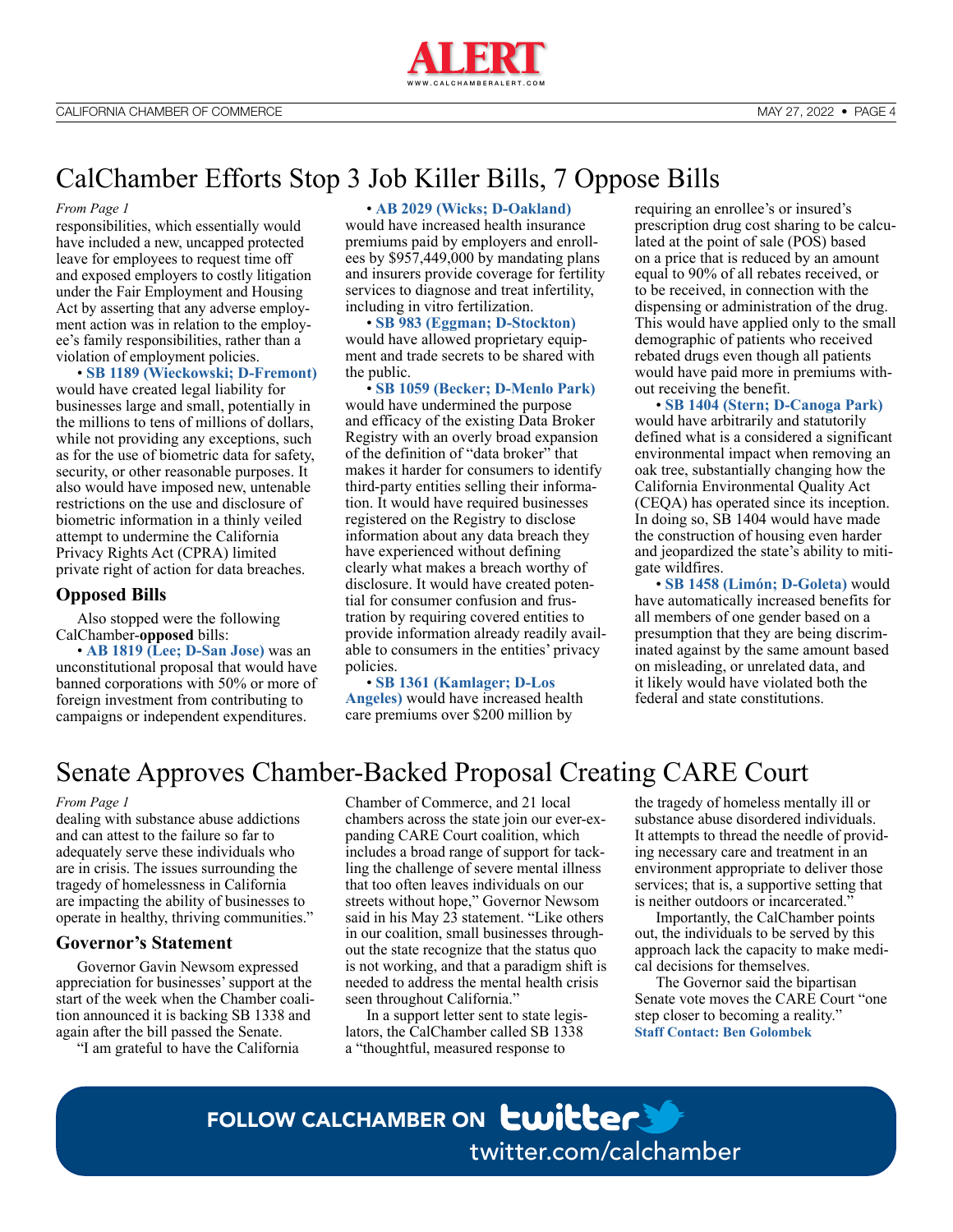# CalChamber Efforts Stop 3 Job Killer Bills, 7 Oppose Bills

*From Page 1*

responsibilities, which essentially would have included a new, uncapped protected leave for employees to request time off and exposed employers to costly litigation under the Fair Employment and Housing Act by asserting that any adverse employment action was in relation to the employee's family responsibilities, rather than a violation of employment policies.

• **SB 1189 (Wieckowski; D-Fremont)** would have created legal liability for businesses large and small, potentially in the millions to tens of millions of dollars, while not providing any exceptions, such as for the use of biometric data for safety, security, or other reasonable purposes. It also would have imposed new, untenable restrictions on the use and disclosure of biometric information in a thinly veiled attempt to undermine the California Privacy Rights Act (CPRA) limited private right of action for data breaches.

## Opposed Bills

Also stopped were the following CalChamber-**opposed** bills:

• **AB 1819 (Lee; D-San Jose)** was an unconstitutional proposal that would have banned corporations with 50% or more of foreign investment from contributing to campaigns or independent expenditures.

• **AB 2029 (Wicks; D-Oakland)** would have increased health insurance premiums paid by employers and enrollees by $957,449,000 by mandating plans and insurers provide coverage for fertility services to diagnose and treat infertility, including in vitro fertilization.

• **SB 983 (Eggman; D-Stockton)** would have allowed proprietary equipment and trade secrets to be shared with the public.

• **SB 1059 (Becker; D-Menlo Park)** would have undermined the purpose and efficacy of the existing Data Broker Registry with an overly broad expansion of the definition of "data broker" that makes it harder for consumers to identify third-party entities selling their information. It would have required businesses registered on the Registry to disclose information about any data breach they have experienced without defining clearly what makes a breach worthy of disclosure. It would have created potential for consumer confusion and frustration by requiring covered entities to provide information already readily available to consumers in the entities' privacy policies.

• **SB 1361 (Kamlager; D-Los Angeles)** would have increased health care premiums over $200 million by requiring an enrollee's or insured's prescription drug cost sharing to be calculated at the point of sale (POS) based on a price that is reduced by an amount equal to 90% of all rebates received, or to be received, in connection with the dispensing or administration of the drug. This would have applied only to the small demographic of patients who received rebated drugs even though all patients would have paid more in premiums without receiving the benefit.

• **SB 1404 (Stern; D-Canoga Park)** would have arbitrarily and statutorily defined what is a considered a significant environmental impact when removing an oak tree, substantially changing how the California Environmental Quality Act (CEQA) has operated since its inception. In doing so, SB 1404 would have made the construction of housing even harder and jeopardized the state's ability to mitigate wildfires.

• **SB 1458 (Limón; D-Goleta)** would have automatically increased benefits for all members of one gender based on a presumption that they are being discriminated against by the same amount based on misleading, or unrelated data, and it likely would have violated both the federal and state constitutions.

# Senate Approves Chamber-Backed Proposal Creating CARE Court

*From Page 1*

dealing with substance abuse addictions and can attest to the failure so far to adequately serve these individuals who are in crisis. The issues surrounding the tragedy of homelessness in California are impacting the ability of businesses to operate in healthy, thriving communities."

## Governor's Statement

Governor Gavin Newsom expressed appreciation for businesses' support at the start of the week when the Chamber coalition announced it is backing SB 1338 and again after the bill passed the Senate.

"I am grateful to have the California Chamber of Commerce, and 21 local chambers across the state join our ever-expanding CARE Court coalition, which includes a broad range of support for tackling the challenge of severe mental illness that too often leaves individuals on our streets without hope," Governor Newsom said in his May 23 statement. "Like others in our coalition, small businesses throughout the state recognize that the status quo is not working, and that a paradigm shift is needed to address the mental health crisis seen throughout California."

In a support letter sent to state legislators, the CalChamber called SB 1338 a "thoughtful, measured response to the tragedy of homeless mentally ill or substance abuse disordered individuals. It attempts to thread the needle of providing necessary care and treatment in an environment appropriate to deliver those services; that is, a supportive setting that is neither outdoors or incarcerated."

Importantly, the CalChamber points out, the individuals to be served by this approach lack the capacity to make medical decisions for themselves.

The Governor said the bipartisan Senate vote moves the CARE Court "one step closer to becoming a reality."

**Staff Contact: Ben Golombek**

FOLLOW CALCHAMBER ON twitter

twitter.com/calchamber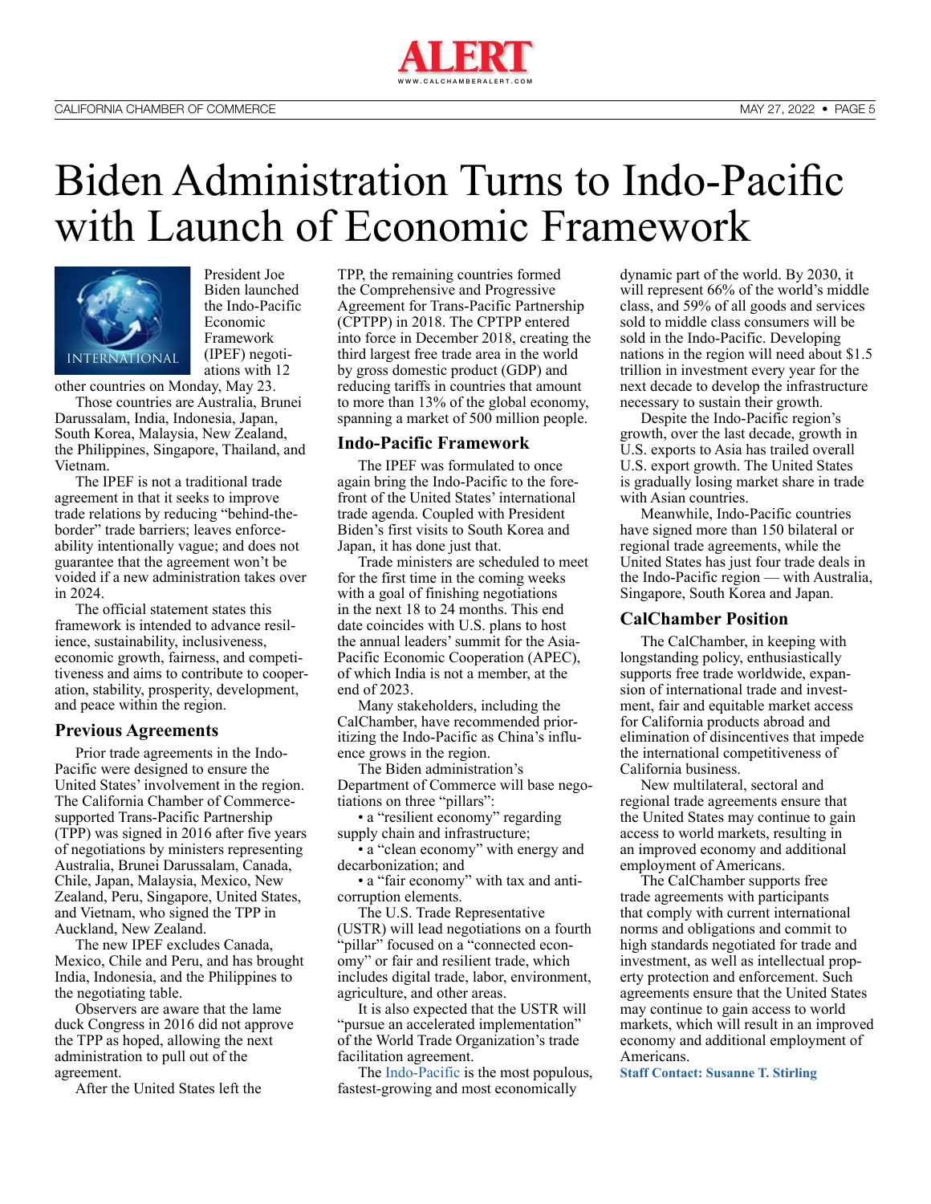# Biden Administration Turns to Indo-Pacific with Launch of Economic Framework

President Joe Biden launched the Indo-Pacific Economic Framework (IPEF) negotiations with 12 other countries on Monday, May 23.

Those countries are Australia, Brunei Darussalam, India, Indonesia, Japan, South Korea, Malaysia, New Zealand, the Philippines, Singapore, Thailand, and Vietnam.

The IPEF is not a traditional trade agreement in that it seeks to improve trade relations by reducing "behind-the-border" trade barriers; leaves enforceability intentionally vague; and does not guarantee that the agreement won't be voided if a new administration takes over in 2024.

The official statement states this framework is intended to advance resilience, sustainability, inclusiveness, economic growth, fairness, and competitiveness and aims to contribute to cooperation, stability, prosperity, development, and peace within the region.

## Previous Agreements

Prior trade agreements in the Indo-Pacific were designed to ensure the United States' involvement in the region. The California Chamber of Commerce-supported Trans-Pacific Partnership (TPP) was signed in 2016 after five years of negotiations by ministers representing Australia, Brunei Darussalam, Canada, Chile, Japan, Malaysia, Mexico, New Zealand, Peru, Singapore, United States, and Vietnam, who signed the TPP in Auckland, New Zealand.

The new IPEF excludes Canada, Mexico, Chile and Peru, and has brought India, Indonesia, and the Philippines to the negotiating table.

Observers are aware that the lame duck Congress in 2016 did not approve the TPP as hoped, allowing the next administration to pull out of the agreement.

After the United States left the TPP, the remaining countries formed the Comprehensive and Progressive Agreement for Trans-Pacific Partnership (CPTPP) in 2018. The CPTPP entered into force in December 2018, creating the third largest free trade area in the world by gross domestic product (GDP) and reducing tariffs in countries that amount to more than 13% of the global economy, spanning a market of 500 million people.

## Indo-Pacific Framework

The IPEF was formulated to once again bring the Indo-Pacific to the forefront of the United States' international trade agenda. Coupled with President Biden's first visits to South Korea and Japan, it has done just that.

Trade ministers are scheduled to meet for the first time in the coming weeks with a goal of finishing negotiations in the next 18 to 24 months. This end date coincides with U.S. plans to host the annual leaders' summit for the Asia-Pacific Economic Cooperation (APEC), of which India is not a member, at the end of 2023.

Many stakeholders, including the CalChamber, have recommended prioritizing the Indo-Pacific as China's influence grows in the region.

The Biden administration's Department of Commerce will base negotiations on three "pillars":

- a "resilient economy" regarding supply chain and infrastructure;
- a "clean economy" with energy and decarbonization; and
- a "fair economy" with tax and anti-corruption elements.

The U.S. Trade Representative (USTR) will lead negotiations on a fourth "pillar" focused on a "connected economy" or fair and resilient trade, which includes digital trade, labor, environment, agriculture, and other areas.

It is also expected that the USTR will "pursue an accelerated implementation" of the World Trade Organization's trade facilitation agreement.

The Indo-Pacific is the most populous, fastest-growing and most economically dynamic part of the world. By 2030, it will represent 66% of the world's middle class, and 59% of all goods and services sold to middle class consumers will be sold in the Indo-Pacific. Developing nations in the region will need about $1.5 trillion in investment every year for the next decade to develop the infrastructure necessary to sustain their growth.

Despite the Indo-Pacific region's growth, over the last decade, growth in U.S. exports to Asia has trailed overall U.S. export growth. The United States is gradually losing market share in trade with Asian countries.

Meanwhile, Indo-Pacific countries have signed more than 150 bilateral or regional trade agreements, while the United States has just four trade deals in the Indo-Pacific region — with Australia, Singapore, South Korea and Japan.

## CalChamber Position

The CalChamber, in keeping with longstanding policy, enthusiastically supports free trade worldwide, expansion of international trade and investment, fair and equitable market access for California products abroad and elimination of disincentives that impede the international competitiveness of California business.

New multilateral, sectoral and regional trade agreements ensure that the United States may continue to gain access to world markets, resulting in an improved economy and additional employment of Americans.

The CalChamber supports free trade agreements with participants that comply with current international norms and obligations and commit to high standards negotiated for trade and investment, as well as intellectual property protection and enforcement. Such agreements ensure that the United States may continue to gain access to world markets, which will result in an improved economy and additional employment of Americans.

**Staff Contact: Susanne T. Stirling**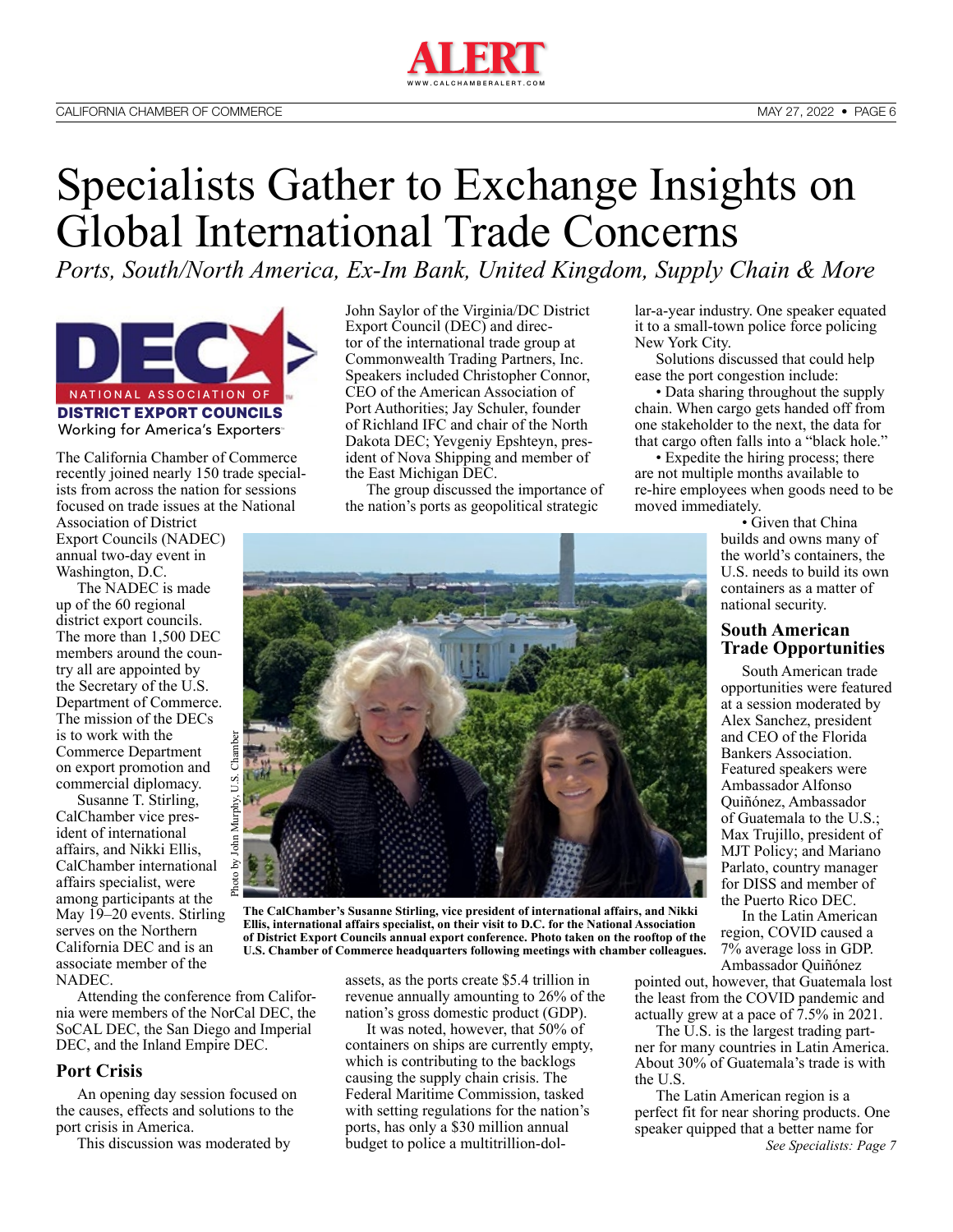# Specialists Gather to Exchange Insights on Global International Trade Concerns

*Ports, South/North America, Ex-Im Bank, United Kingdom, Supply Chain & More*

The California Chamber of Commerce recently joined nearly 150 trade specialists from across the nation for sessions focused on trade issues at the National Association of District Export Councils (NADEC) annual two-day event in Washington, D.C.

The NADEC is made up of the 60 regional district export councils. The more than 1,500 DEC members around the country all are appointed by the Secretary of the U.S. Department of Commerce. The mission of the DECs is to work with the Commerce Department on export promotion and commercial diplomacy.

Susanne T. Stirling, CalChamber vice president of international affairs, and Nikki Ellis, CalChamber international affairs specialist, were among participants at the May 19–20 events. Stirling serves on the Northern California DEC and is an associate member of the NADEC.

Attending the conference from California were members of the NorCal DEC, the SoCAL DEC, the San Diego and Imperial DEC, and the Inland Empire DEC.

## Port Crisis

An opening day session focused on the causes, effects and solutions to the port crisis in America.

This discussion was moderated by John Saylor of the Virginia/DC District Export Council (DEC) and director of the international trade group at Commonwealth Trading Partners, Inc. Speakers included Christopher Connor, CEO of the American Association of Port Authorities; Jay Schuler, founder of Richland IFC and chair of the North Dakota DEC; Yevgeniy Epshteyn, president of Nova Shipping and member of the East Michigan DEC.

The group discussed the importance of the nation's ports as geopolitical strategic assets, as the ports create $5.4 trillion in revenue annually amounting to 26% of the nation's gross domestic product (GDP).

It was noted, however, that 50% of containers on ships are currently empty, which is contributing to the backlogs causing the supply chain crisis. The Federal Maritime Commission, tasked with setting regulations for the nation's ports, has only a $30 million annual budget to police a multitrillion-dollar-a-year industry. One speaker equated it to a small-town police force policing New York City.

Solutions discussed that could help ease the port congestion include:

- Data sharing throughout the supply chain. When cargo gets handed off from one stakeholder to the next, the data for that cargo often falls into a "black hole."
- Expedite the hiring process; there are not multiple months available to re-hire employees when goods need to be moved immediately.
- Given that China builds and owns many of the world's containers, the U.S. needs to build its own containers as a matter of national security.

Photo by John Murphy, U.S. Chamber

**The CalChamber's Susanne Stirling, vice president of international affairs, and Nikki Ellis, international affairs specialist, on their visit to D.C. for the National Association of District Export Councils annual export conference. Photo taken on the rooftop of the U.S. Chamber of Commerce headquarters following meetings with chamber colleagues.**

## South American Trade Opportunities

South American trade opportunities were featured at a session moderated by Alex Sanchez, president and CEO of the Florida Bankers Association. Featured speakers were Ambassador Alfonso Quiñónez, Ambassador of Guatemala to the U.S.; Max Trujillo, president of MJT Policy; and Mariano Parlato, country manager for DISS and member of the Puerto Rico DEC.

In the Latin American region, COVID caused a 7% average loss in GDP. Ambassador Quiñónez pointed out, however, that Guatemala lost the least from the COVID pandemic and actually grew at a pace of 7.5% in 2021.

The U.S. is the largest trading partner for many countries in Latin America. About 30% of Guatemala's trade is with the U.S.

The Latin American region is a perfect fit for near shoring products. One speaker quipped that a better name for

*See Specialists: Page 7*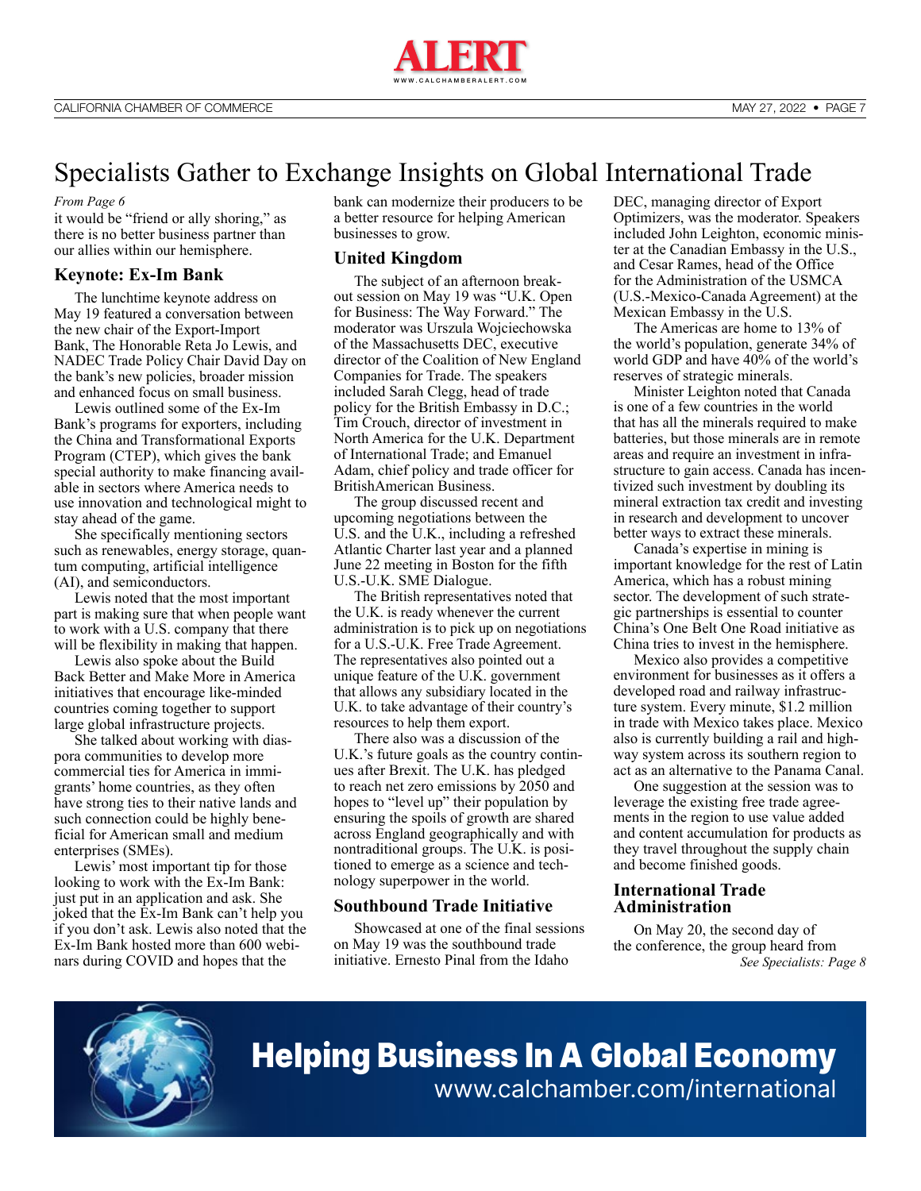# Specialists Gather to Exchange Insights on Global International Trade

*From Page 6*

it would be "friend or ally shoring," as there is no better business partner than our allies within our hemisphere.

### Keynote: Ex-Im Bank

The lunchtime keynote address on May 19 featured a conversation between the new chair of the Export-Import Bank, The Honorable Reta Jo Lewis, and NADEC Trade Policy Chair David Day on the bank's new policies, broader mission and enhanced focus on small business.

Lewis outlined some of the Ex-Im Bank's programs for exporters, including the China and Transformational Exports Program (CTEP), which gives the bank special authority to make financing available in sectors where America needs to use innovation and technological might to stay ahead of the game.

She specifically mentioning sectors such as renewables, energy storage, quantum computing, artificial intelligence (AI), and semiconductors.

Lewis noted that the most important part is making sure that when people want to work with a U.S. company that there will be flexibility in making that happen.

Lewis also spoke about the Build Back Better and Make More in America initiatives that encourage like-minded countries coming together to support large global infrastructure projects.

She talked about working with diaspora communities to develop more commercial ties for America in immigrants' home countries, as they often have strong ties to their native lands and such connection could be highly beneficial for American small and medium enterprises (SMEs).

Lewis' most important tip for those looking to work with the Ex-Im Bank: just put in an application and ask. She joked that the Ex-Im Bank can't help you if you don't ask. Lewis also noted that the Ex-Im Bank hosted more than 600 webinars during COVID and hopes that the bank can modernize their producers to be a better resource for helping American businesses to grow.

### United Kingdom

The subject of an afternoon breakout session on May 19 was "U.K. Open for Business: The Way Forward." The moderator was Urszula Wojciechowska of the Massachusetts DEC, executive director of the Coalition of New England Companies for Trade. The speakers included Sarah Clegg, head of trade policy for the British Embassy in D.C.; Tim Crouch, director of investment in North America for the U.K. Department of International Trade; and Emanuel Adam, chief policy and trade officer for BritishAmerican Business.

The group discussed recent and upcoming negotiations between the U.S. and the U.K., including a refreshed Atlantic Charter last year and a planned June 22 meeting in Boston for the fifth U.S.-U.K. SME Dialogue.

The British representatives noted that the U.K. is ready whenever the current administration is to pick up on negotiations for a U.S.-U.K. Free Trade Agreement. The representatives also pointed out a unique feature of the U.K. government that allows any subsidiary located in the U.K. to take advantage of their country's resources to help them export.

There also was a discussion of the U.K.'s future goals as the country continues after Brexit. The U.K. has pledged to reach net zero emissions by 2050 and hopes to "level up" their population by ensuring the spoils of growth are shared across England geographically and with nontraditional groups. The U.K. is positioned to emerge as a science and technology superpower in the world.

### Southbound Trade Initiative

Showcased at one of the final sessions on May 19 was the southbound trade initiative. Ernesto Pinal from the Idaho DEC, managing director of Export Optimizers, was the moderator. Speakers included John Leighton, economic minister at the Canadian Embassy in the U.S., and Cesar Rames, head of the Office for the Administration of the USMCA (U.S.-Mexico-Canada Agreement) at the Mexican Embassy in the U.S.

The Americas are home to 13% of the world's population, generate 34% of world GDP and have 40% of the world's reserves of strategic minerals.

Minister Leighton noted that Canada is one of a few countries in the world that has all the minerals required to make batteries, but those minerals are in remote areas and require an investment in infrastructure to gain access. Canada has incentivized such investment by doubling its mineral extraction tax credit and investing in research and development to uncover better ways to extract these minerals.

Canada's expertise in mining is important knowledge for the rest of Latin America, which has a robust mining sector. The development of such strategic partnerships is essential to counter China's One Belt One Road initiative as China tries to invest in the hemisphere.

Mexico also provides a competitive environment for businesses as it offers a developed road and railway infrastructure system. Every minute, $1.2 million in trade with Mexico takes place. Mexico also is currently building a rail and highway system across its southern region to act as an alternative to the Panama Canal.

One suggestion at the session was to leverage the existing free trade agreements in the region to use value added and content accumulation for products as they travel throughout the supply chain and become finished goods.

### International Trade Administration

On May 20, the second day of the conference, the group heard from

*See Specialists: Page 8*

**Helping Business In A Global Economy**
www.calchamber.com/international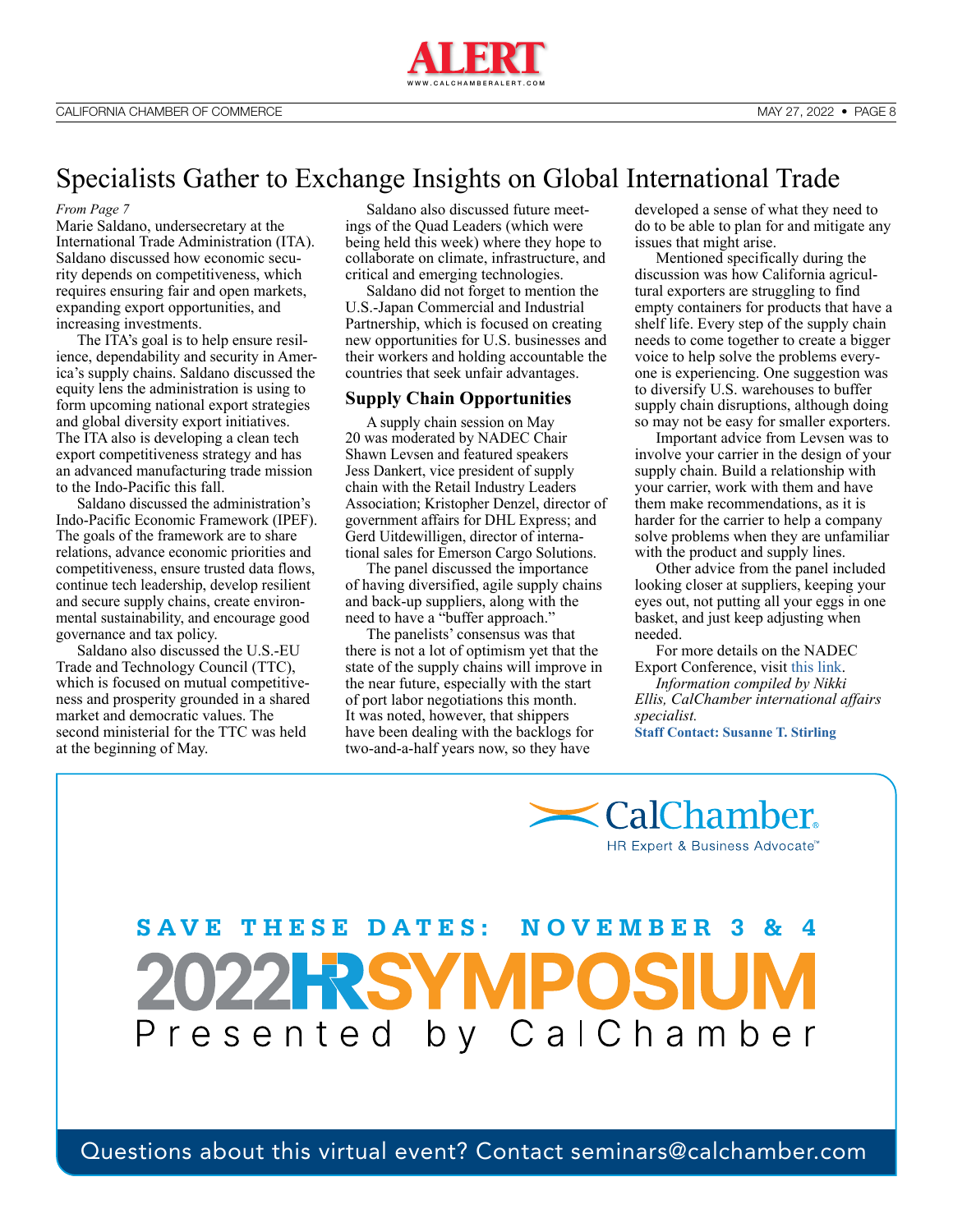# Specialists Gather to Exchange Insights on Global International Trade

*From Page 7*

Marie Saldano, undersecretary at the International Trade Administration (ITA). Saldano discussed how economic security depends on competitiveness, which requires ensuring fair and open markets, expanding export opportunities, and increasing investments.

The ITA's goal is to help ensure resilience, dependability and security in America's supply chains. Saldano discussed the equity lens the administration is using to form upcoming national export strategies and global diversity export initiatives. The ITA also is developing a clean tech export competitiveness strategy and has an advanced manufacturing trade mission to the Indo-Pacific this fall.

Saldano discussed the administration's Indo-Pacific Economic Framework (IPEF). The goals of the framework are to share relations, advance economic priorities and competitiveness, ensure trusted data flows, continue tech leadership, develop resilient and secure supply chains, create environmental sustainability, and encourage good governance and tax policy.

Saldano also discussed the U.S.-EU Trade and Technology Council (TTC), which is focused on mutual competitiveness and prosperity grounded in a shared market and democratic values. The second ministerial for the TTC was held at the beginning of May.

Saldano also discussed future meetings of the Quad Leaders (which were being held this week) where they hope to collaborate on climate, infrastructure, and critical and emerging technologies.

Saldano did not forget to mention the U.S.-Japan Commercial and Industrial Partnership, which is focused on creating new opportunities for U.S. businesses and their workers and holding accountable the countries that seek unfair advantages.

## Supply Chain Opportunities

A supply chain session on May 20 was moderated by NADEC Chair Shawn Levsen and featured speakers Jess Dankert, vice president of supply chain with the Retail Industry Leaders Association; Kristopher Denzel, director of government affairs for DHL Express; and Gerd Uitdewilligen, director of international sales for Emerson Cargo Solutions.

The panel discussed the importance of having diversified, agile supply chains and back-up suppliers, along with the need to have a "buffer approach."

The panelists' consensus was that there is not a lot of optimism yet that the state of the supply chains will improve in the near future, especially with the start of port labor negotiations this month. It was noted, however, that shippers have been dealing with the backlogs for two-and-a-half years now, so they have developed a sense of what they need to do to be able to plan for and mitigate any issues that might arise.

Mentioned specifically during the discussion was how California agricultural exporters are struggling to find empty containers for products that have a shelf life. Every step of the supply chain needs to come together to create a bigger voice to help solve the problems everyone is experiencing. One suggestion was to diversify U.S. warehouses to buffer supply chain disruptions, although doing so may not be easy for smaller exporters.

Important advice from Levsen was to involve your carrier in the design of your supply chain. Build a relationship with your carrier, work with them and have them make recommendations, as it is harder for the carrier to help a company solve problems when they are unfamiliar with the product and supply lines.

Other advice from the panel included looking closer at suppliers, keeping your eyes out, not putting all your eggs in one basket, and just keep adjusting when needed.

For more details on the NADEC Export Conference, visit this link.

*Information compiled by Nikki Ellis, CalChamber international affairs specialist.*

**Staff Contact: Susanne T. Stirling**

---

CalChamber®
HR Expert & Business Advocate℠

**SAVE THESE DATES: NOVEMBER 3 & 4**

**2022 HR SYMPOSIUM**

Presented by CalChamber

Questions about this virtual event? Contact seminars@calchamber.com